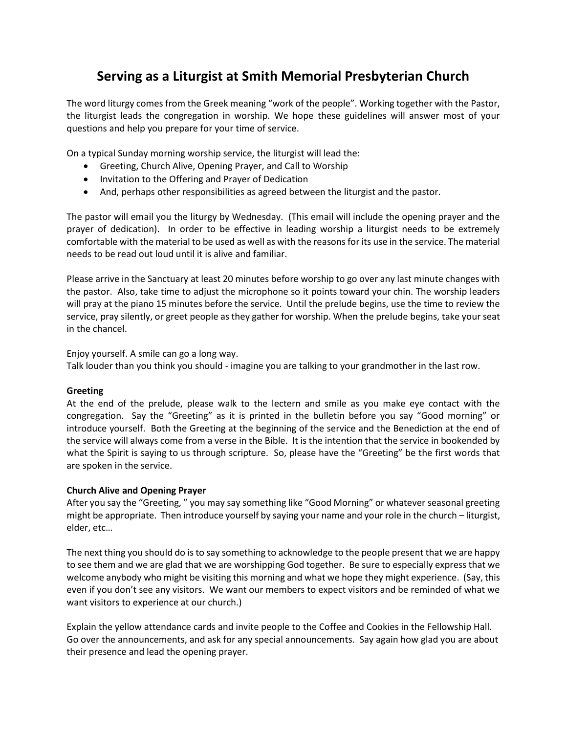# Serving as a Liturgist at Smith Memorial Presbyterian Church

The word liturgy comes from the Greek meaning "work of the people". Working together with the Pastor, the liturgist leads the congregation in worship. We hope these guidelines will answer most of your questions and help you prepare for your time of service.

On a typical Sunday morning worship service, the liturgist will lead the:

- Greeting, Church Alive, Opening Prayer, and Call to Worship
- Invitation to the Offering and Prayer of Dedication
- And, perhaps other responsibilities as agreed between the liturgist and the pastor.

The pastor will email you the liturgy by Wednesday. (This email will include the opening prayer and the prayer of dedication). In order to be effective in leading worship a liturgist needs to be extremely comfortable with the material to be used as well as with the reasons for its use in the service. The material needs to be read out loud until it is alive and familiar.

Please arrive in the Sanctuary at least 20 minutes before worship to go over any last minute changes with the pastor. Also, take time to adjust the microphone so it points toward your chin. The worship leaders will pray at the piano 15 minutes before the service. Until the prelude begins, use the time to review the service, pray silently, or greet people as they gather for worship. When the prelude begins, take your seat in the chancel.

Enjoy yourself. A smile can go a long way.
Talk louder than you think you should - imagine you are talking to your grandmother in the last row.

**Greeting**
At the end of the prelude, please walk to the lectern and smile as you make eye contact with the congregation. Say the "Greeting" as it is printed in the bulletin before you say "Good morning" or introduce yourself. Both the Greeting at the beginning of the service and the Benediction at the end of the service will always come from a verse in the Bible. It is the intention that the service in bookended by what the Spirit is saying to us through scripture. So, please have the "Greeting" be the first words that are spoken in the service.

**Church Alive and Opening Prayer**
After you say the "Greeting, " you may say something like "Good Morning" or whatever seasonal greeting might be appropriate. Then introduce yourself by saying your name and your role in the church – liturgist, elder, etc…

The next thing you should do is to say something to acknowledge to the people present that we are happy to see them and we are glad that we are worshipping God together. Be sure to especially express that we welcome anybody who might be visiting this morning and what we hope they might experience. (Say, this even if you don't see any visitors. We want our members to expect visitors and be reminded of what we want visitors to experience at our church.)

Explain the yellow attendance cards and invite people to the Coffee and Cookies in the Fellowship Hall. Go over the announcements, and ask for any special announcements. Say again how glad you are about their presence and lead the opening prayer.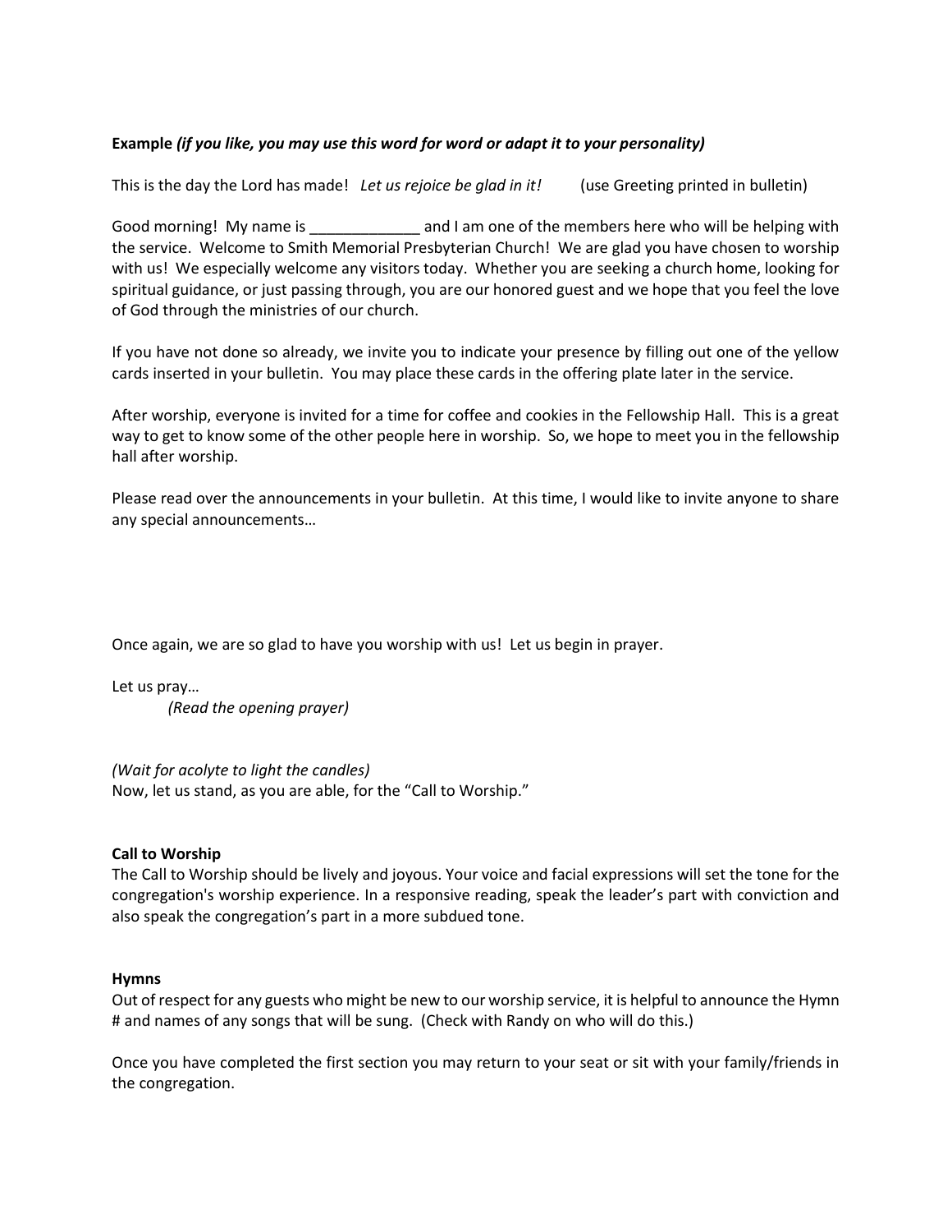**Example** ***(if you like, you may use this word for word or adapt it to your personality)***

This is the day the Lord has made! *Let us rejoice be glad in it!* (use Greeting printed in bulletin)

Good morning! My name is _____________ and I am one of the members here who will be helping with the service. Welcome to Smith Memorial Presbyterian Church! We are glad you have chosen to worship with us! We especially welcome any visitors today. Whether you are seeking a church home, looking for spiritual guidance, or just passing through, you are our honored guest and we hope that you feel the love of God through the ministries of our church.

If you have not done so already, we invite you to indicate your presence by filling out one of the yellow cards inserted in your bulletin. You may place these cards in the offering plate later in the service.

After worship, everyone is invited for a time for coffee and cookies in the Fellowship Hall. This is a great way to get to know some of the other people here in worship. So, we hope to meet you in the fellowship hall after worship.

Please read over the announcements in your bulletin. At this time, I would like to invite anyone to share any special announcements…

Once again, we are so glad to have you worship with us! Let us begin in prayer.

Let us pray…

*(Read the opening prayer)*

*(Wait for acolyte to light the candles)*
Now, let us stand, as you are able, for the "Call to Worship."

**Call to Worship**
The Call to Worship should be lively and joyous. Your voice and facial expressions will set the tone for the congregation's worship experience. In a responsive reading, speak the leader's part with conviction and also speak the congregation's part in a more subdued tone.

**Hymns**
Out of respect for any guests who might be new to our worship service, it is helpful to announce the Hymn # and names of any songs that will be sung. (Check with Randy on who will do this.)

Once you have completed the first section you may return to your seat or sit with your family/friends in the congregation.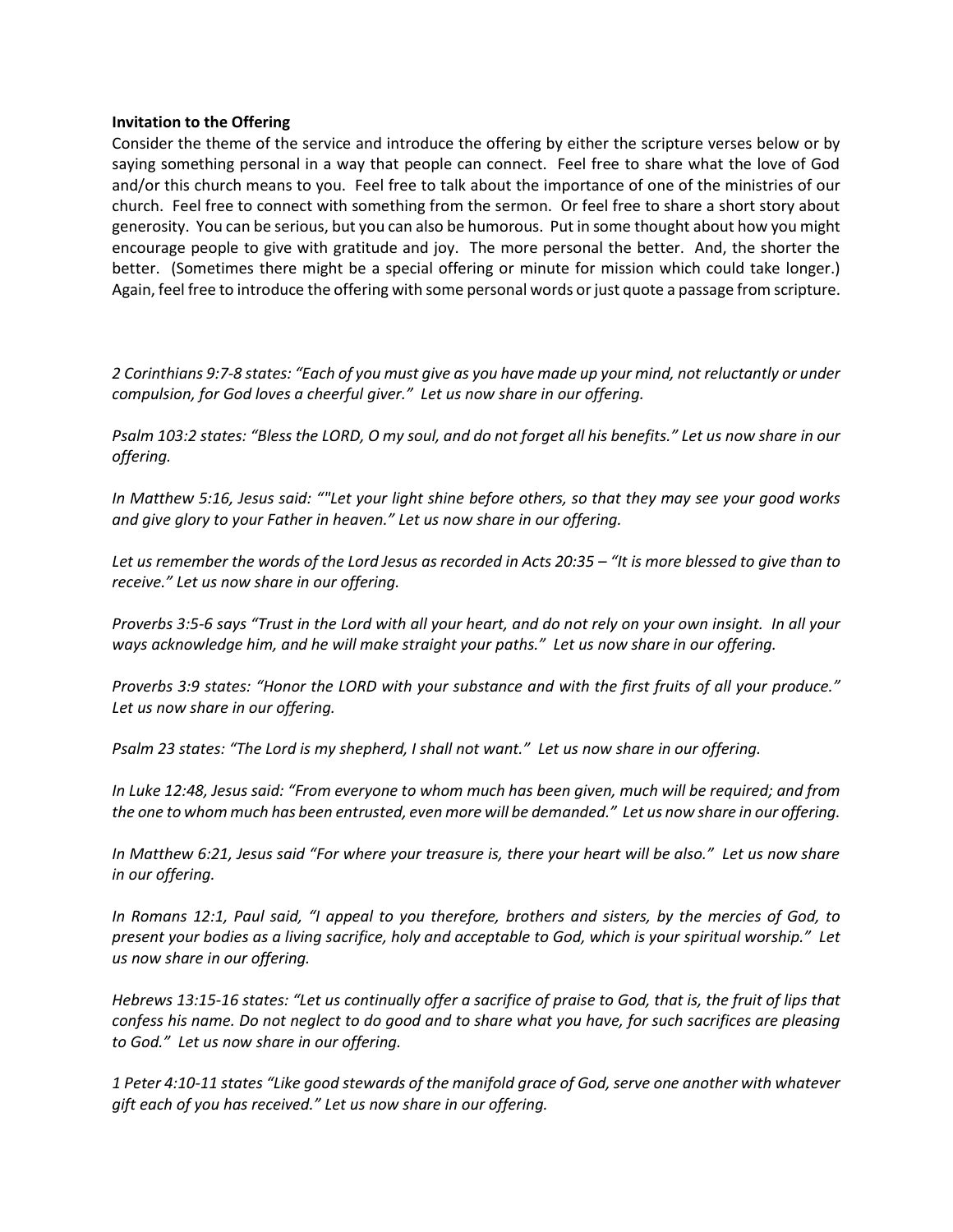**Invitation to the Offering**

Consider the theme of the service and introduce the offering by either the scripture verses below or by saying something personal in a way that people can connect. Feel free to share what the love of God and/or this church means to you. Feel free to talk about the importance of one of the ministries of our church. Feel free to connect with something from the sermon. Or feel free to share a short story about generosity. You can be serious, but you can also be humorous. Put in some thought about how you might encourage people to give with gratitude and joy. The more personal the better. And, the shorter the better. (Sometimes there might be a special offering or minute for mission which could take longer.) Again, feel free to introduce the offering with some personal words or just quote a passage from scripture.

*2 Corinthians 9:7-8 states: "Each of you must give as you have made up your mind, not reluctantly or under compulsion, for God loves a cheerful giver." Let us now share in our offering.*

*Psalm 103:2 states: "Bless the LORD, O my soul, and do not forget all his benefits." Let us now share in our offering.*

*In Matthew 5:16, Jesus said: ""Let your light shine before others, so that they may see your good works and give glory to your Father in heaven." Let us now share in our offering.*

*Let us remember the words of the Lord Jesus as recorded in Acts 20:35 – "It is more blessed to give than to receive." Let us now share in our offering.*

*Proverbs 3:5-6 says "Trust in the Lord with all your heart, and do not rely on your own insight. In all your ways acknowledge him, and he will make straight your paths." Let us now share in our offering.*

*Proverbs 3:9 states: "Honor the LORD with your substance and with the first fruits of all your produce." Let us now share in our offering.*

*Psalm 23 states: "The Lord is my shepherd, I shall not want." Let us now share in our offering.*

*In Luke 12:48, Jesus said: "From everyone to whom much has been given, much will be required; and from the one to whom much has been entrusted, even more will be demanded." Let us now share in our offering.*

*In Matthew 6:21, Jesus said "For where your treasure is, there your heart will be also." Let us now share in our offering.*

*In Romans 12:1, Paul said, "I appeal to you therefore, brothers and sisters, by the mercies of God, to present your bodies as a living sacrifice, holy and acceptable to God, which is your spiritual worship." Let us now share in our offering.*

*Hebrews 13:15-16 states: "Let us continually offer a sacrifice of praise to God, that is, the fruit of lips that confess his name. Do not neglect to do good and to share what you have, for such sacrifices are pleasing to God." Let us now share in our offering.*

*1 Peter 4:10-11 states "Like good stewards of the manifold grace of God, serve one another with whatever gift each of you has received." Let us now share in our offering.*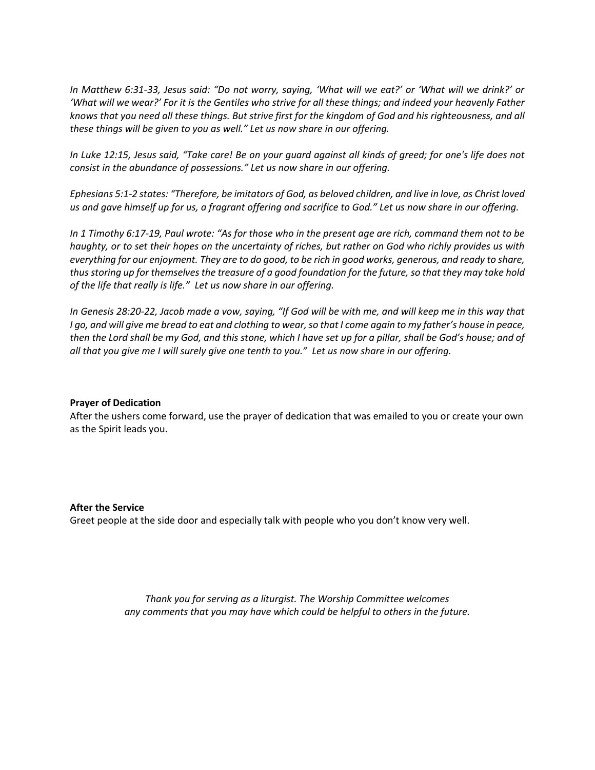*In Matthew 6:31-33, Jesus said: "Do not worry, saying, 'What will we eat?' or 'What will we drink?' or 'What will we wear?' For it is the Gentiles who strive for all these things; and indeed your heavenly Father knows that you need all these things. But strive first for the kingdom of God and his righteousness, and all these things will be given to you as well." Let us now share in our offering.*

*In Luke 12:15, Jesus said, "Take care! Be on your guard against all kinds of greed; for one's life does not consist in the abundance of possessions." Let us now share in our offering.*

*Ephesians 5:1-2 states: "Therefore, be imitators of God, as beloved children, and live in love, as Christ loved us and gave himself up for us, a fragrant offering and sacrifice to God." Let us now share in our offering.*

*In 1 Timothy 6:17-19, Paul wrote: "As for those who in the present age are rich, command them not to be haughty, or to set their hopes on the uncertainty of riches, but rather on God who richly provides us with everything for our enjoyment. They are to do good, to be rich in good works, generous, and ready to share, thus storing up for themselves the treasure of a good foundation for the future, so that they may take hold of the life that really is life." Let us now share in our offering.*

*In Genesis 28:20-22, Jacob made a vow, saying, "If God will be with me, and will keep me in this way that I go, and will give me bread to eat and clothing to wear, so that I come again to my father's house in peace, then the Lord shall be my God, and this stone, which I have set up for a pillar, shall be God's house; and of all that you give me I will surely give one tenth to you." Let us now share in our offering.*

**Prayer of Dedication**

After the ushers come forward, use the prayer of dedication that was emailed to you or create your own as the Spirit leads you.

**After the Service**

Greet people at the side door and especially talk with people who you don't know very well.

*Thank you for serving as a liturgist. The Worship Committee welcomes any comments that you may have which could be helpful to others in the future.*